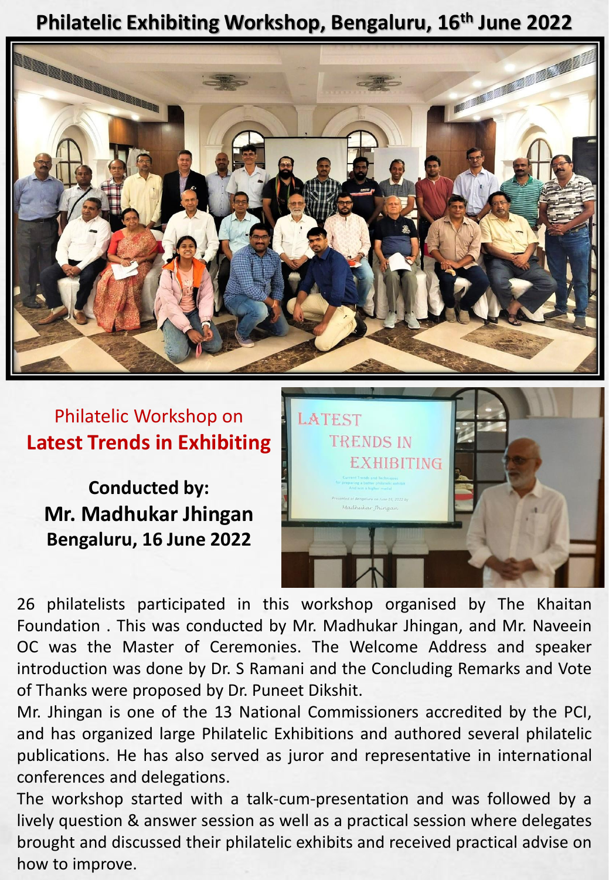# Philatelic Exhibiting Workshop, Bengaluru, 16th June 2022

Philatelic Workshop on
**Latest Trends in Exhibiting**

**Conducted by:**
**Mr. Madhukar Jhingan**
**Bengaluru, 16 June 2022**

26 philatelists participated in this workshop organised by The Khaitan Foundation . This was conducted by Mr. Madhukar Jhingan, and Mr. Naveein OC was the Master of Ceremonies. The Welcome Address and speaker introduction was done by Dr. S Ramani and the Concluding Remarks and Vote of Thanks were proposed by Dr. Puneet Dikshit.

Mr. Jhingan is one of the 13 National Commissioners accredited by the PCI, and has organized large Philatelic Exhibitions and authored several philatelic publications. He has also served as juror and representative in international conferences and delegations.

The workshop started with a talk-cum-presentation and was followed by a lively question & answer session as well as a practical session where delegates brought and discussed their philatelic exhibits and received practical advise on how to improve.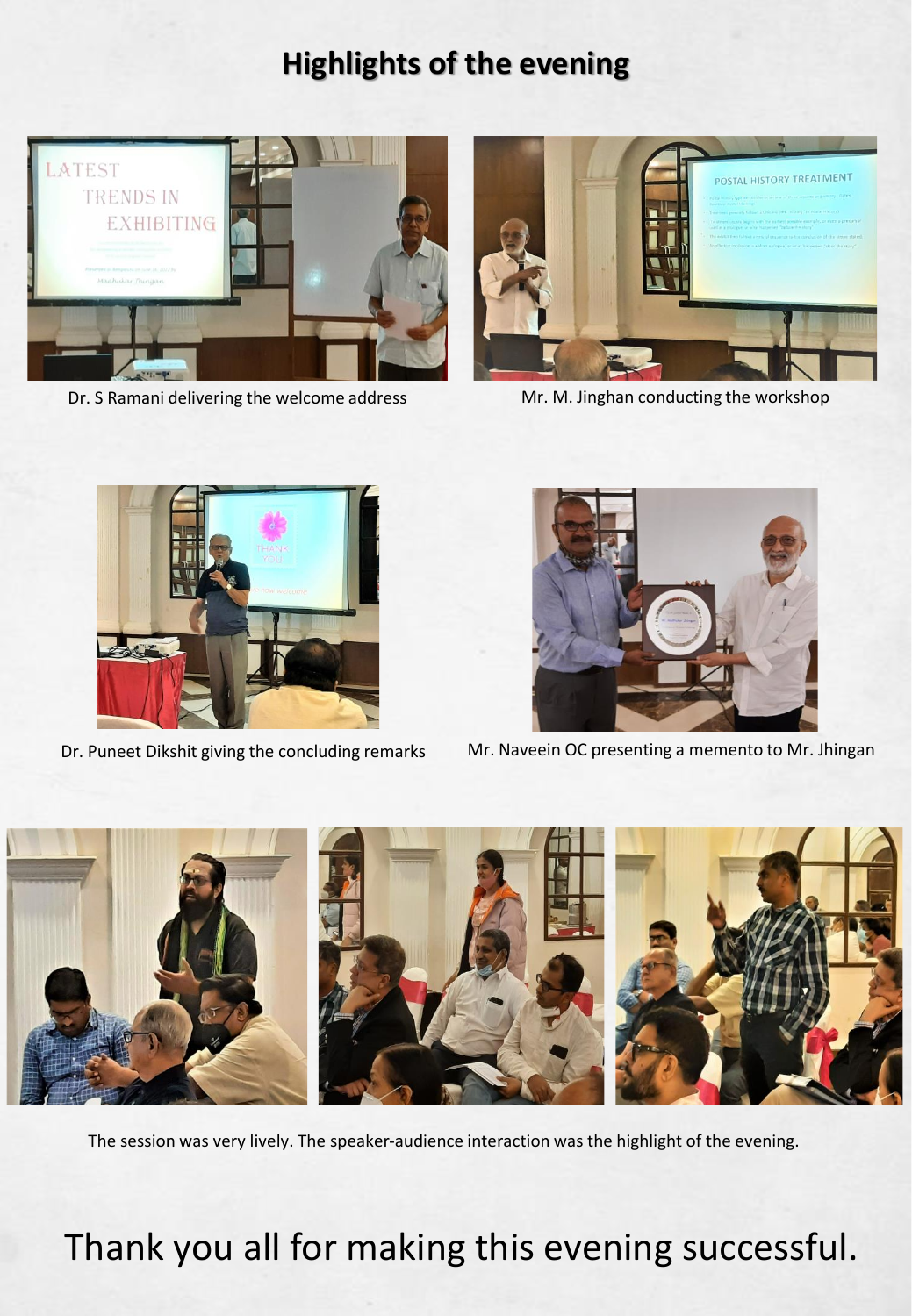# Highlights of the evening

Dr. S Ramani delivering the welcome address

Mr. M. Jinghan conducting the workshop

Dr. Puneet Dikshit giving the concluding remarks

Mr. Naveein OC presenting a memento to Mr. Jhingan

The session was very lively. The speaker-audience interaction was the highlight of the evening.

Thank you all for making this evening successful.